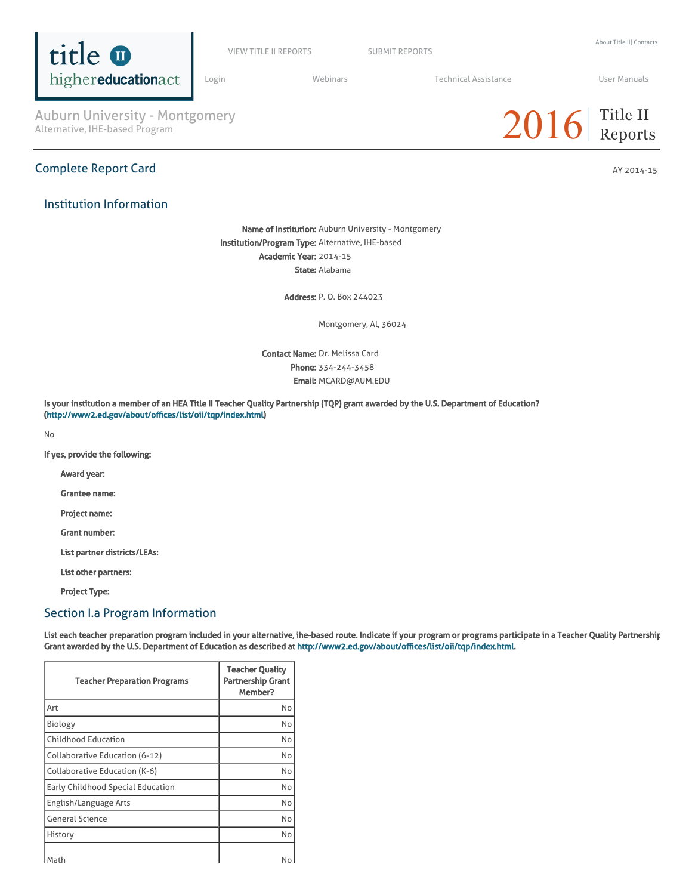# Auburn University - Montgomery

Alternative, IHE-based Program

2016 Title II Reports

## Complete Report Card

AY 2014-15

### Institution Information

**Name of Institution:** Auburn University - Montgomery
**Institution/Program Type:** Alternative, IHE-based
**Academic Year:** 2014-15
**State:** Alabama

**Address:** P. O. Box 244023

Montgomery, Al, 36024

**Contact Name:** Dr. Melissa Card
**Phone:** 334-244-3458
**Email:** MCARD@AUM.EDU

**Is your institution a member of an HEA Title II Teacher Quality Partnership (TQP) grant awarded by the U.S. Department of Education? (http://www2.ed.gov/about/offices/list/oii/tqp/index.html)**

No

**If yes, provide the following:**

**Award year:**

**Grantee name:**

**Project name:**

**Grant number:**

**List partner districts/LEAs:**

**List other partners:**

**Project Type:**

### Section I.a Program Information

**List each teacher preparation program included in your alternative, ihe-based route. Indicate if your program or programs participate in a Teacher Quality Partnership Grant awarded by the U.S. Department of Education as described at http://www2.ed.gov/about/offices/list/oii/tqp/index.html.**

| Teacher Preparation Programs | Teacher Quality Partnership Grant Member? |
|---|---|
| Art | No |
| Biology | No |
| Childhood Education | No |
| Collaborative Education (6-12) | No |
| Collaborative Education (K-6) | No |
| Early Childhood Special Education | No |
| English/Language Arts | No |
| General Science | No |
| History | No |
| Math | No |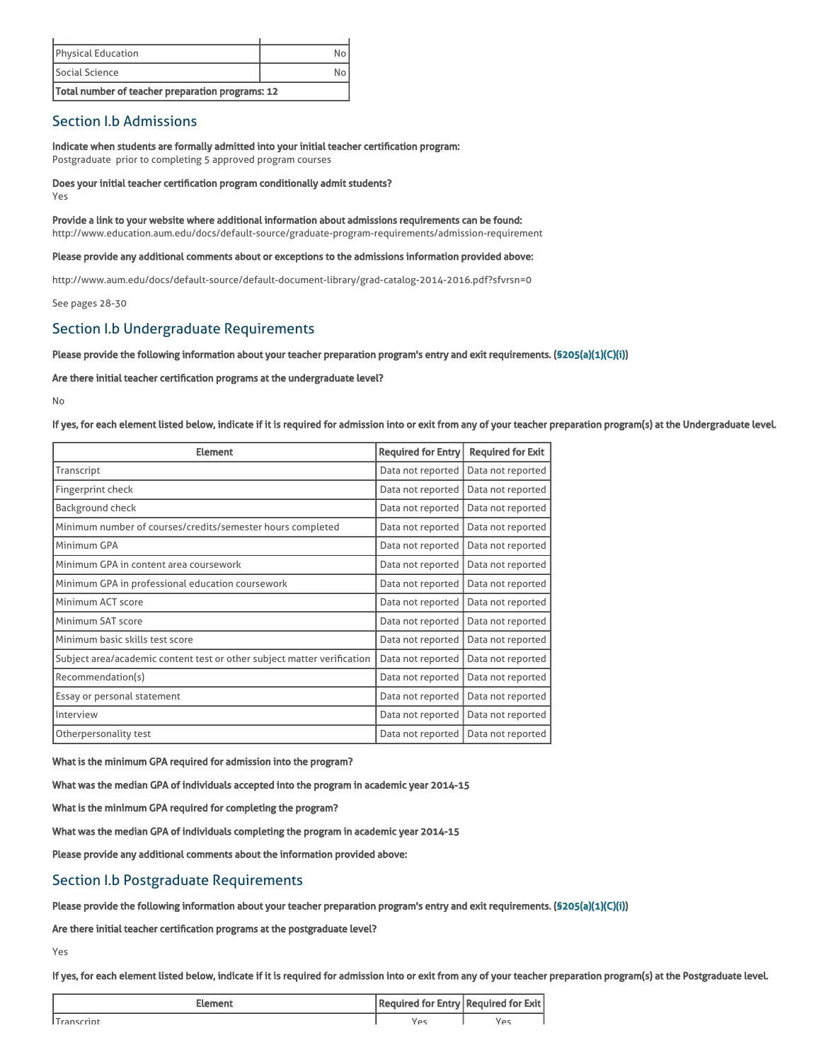| | |
|---|---|
| Physical Education | No |
| Social Science | No |
| **Total number of teacher preparation programs: 12** | |

## Section I.b Admissions

**Indicate when students are formally admitted into your initial teacher certification program:**
Postgraduate prior to completing 5 approved program courses

**Does your initial teacher certification program conditionally admit students?**
Yes

**Provide a link to your website where additional information about admissions requirements can be found:**
http://www.education.aum.edu/docs/default-source/graduate-program-requirements/admission-requirement

**Please provide any additional comments about or exceptions to the admissions information provided above:**

http://www.aum.edu/docs/default-source/default-document-library/grad-catalog-2014-2016.pdf?sfvrsn=0

See pages 28-30

## Section I.b Undergraduate Requirements

**Please provide the following information about your teacher preparation program's entry and exit requirements. (§205(a)(1)(C)(i))**

**Are there initial teacher certification programs at the undergraduate level?**

No

**If yes, for each element listed below, indicate if it is required for admission into or exit from any of your teacher preparation program(s) at the Undergraduate level.**

| Element | Required for Entry | Required for Exit |
|---|---|---|
| Transcript | Data not reported | Data not reported |
| Fingerprint check | Data not reported | Data not reported |
| Background check | Data not reported | Data not reported |
| Minimum number of courses/credits/semester hours completed | Data not reported | Data not reported |
| Minimum GPA | Data not reported | Data not reported |
| Minimum GPA in content area coursework | Data not reported | Data not reported |
| Minimum GPA in professional education coursework | Data not reported | Data not reported |
| Minimum ACT score | Data not reported | Data not reported |
| Minimum SAT score | Data not reported | Data not reported |
| Minimum basic skills test score | Data not reported | Data not reported |
| Subject area/academic content test or other subject matter verification | Data not reported | Data not reported |
| Recommendation(s) | Data not reported | Data not reported |
| Essay or personal statement | Data not reported | Data not reported |
| Interview | Data not reported | Data not reported |
| Otherpersonality test | Data not reported | Data not reported |

**What is the minimum GPA required for admission into the program?**

**What was the median GPA of individuals accepted into the program in academic year 2014-15**

**What is the minimum GPA required for completing the program?**

**What was the median GPA of individuals completing the program in academic year 2014-15**

**Please provide any additional comments about the information provided above:**

## Section I.b Postgraduate Requirements

**Please provide the following information about your teacher preparation program's entry and exit requirements. (§205(a)(1)(C)(i))**

**Are there initial teacher certification programs at the postgraduate level?**

Yes

**If yes, for each element listed below, indicate if it is required for admission into or exit from any of your teacher preparation program(s) at the Postgraduate level.**

| Element | Required for Entry | Required for Exit |
|---|---|---|
| Transcript | Yes | Yes |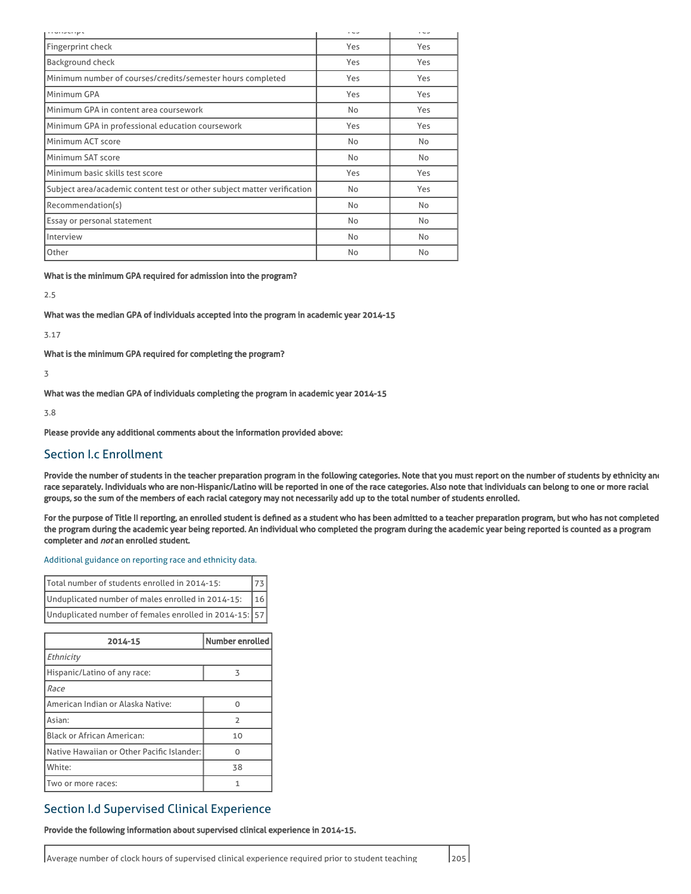| | | |
|---|---|---|
| Transcript | Yes | Yes |
| Fingerprint check | Yes | Yes |
| Background check | Yes | Yes |
| Minimum number of courses/credits/semester hours completed | Yes | Yes |
| Minimum GPA | Yes | Yes |
| Minimum GPA in content area coursework | No | Yes |
| Minimum GPA in professional education coursework | Yes | Yes |
| Minimum ACT score | No | No |
| Minimum SAT score | No | No |
| Minimum basic skills test score | Yes | Yes |
| Subject area/academic content test or other subject matter verification | No | Yes |
| Recommendation(s) | No | No |
| Essay or personal statement | No | No |
| Interview | No | No |
| Other | No | No |

**What is the minimum GPA required for admission into the program?**

2.5

**What was the median GPA of individuals accepted into the program in academic year 2014-15**

3.17

**What is the minimum GPA required for completing the program?**

3

**What was the median GPA of individuals completing the program in academic year 2014-15**

3.8

**Please provide any additional comments about the information provided above:**

## Section I.c Enrollment

**Provide the number of students in the teacher preparation program in the following categories. Note that you must report on the number of students by ethnicity and race separately. Individuals who are non-Hispanic/Latino will be reported in one of the race categories. Also note that individuals can belong to one or more racial groups, so the sum of the members of each racial category may not necessarily add up to the total number of students enrolled.**

**For the purpose of Title II reporting, an enrolled student is defined as a student who has been admitted to a teacher preparation program, but who has not completed the program during the academic year being reported. An individual who completed the program during the academic year being reported is counted as a program completer and *not* an enrolled student.**

Additional guidance on reporting race and ethnicity data.

| | |
|---|---|
| Total number of students enrolled in 2014-15: | 73 |
| Unduplicated number of males enrolled in 2014-15: | 16 |
| Unduplicated number of females enrolled in 2014-15: | 57 |

| 2014-15 | Number enrolled |
|---|---|
| *Ethnicity* | |
| Hispanic/Latino of any race: | 3 |
| *Race* | |
| American Indian or Alaska Native: | 0 |
| Asian: | 2 |
| Black or African American: | 10 |
| Native Hawaiian or Other Pacific Islander: | 0 |
| White: | 38 |
| Two or more races: | 1 |

## Section I.d Supervised Clinical Experience

**Provide the following information about supervised clinical experience in 2014-15.**

| | |
|---|---|
| Average number of clock hours of supervised clinical experience required prior to student teaching | 205 |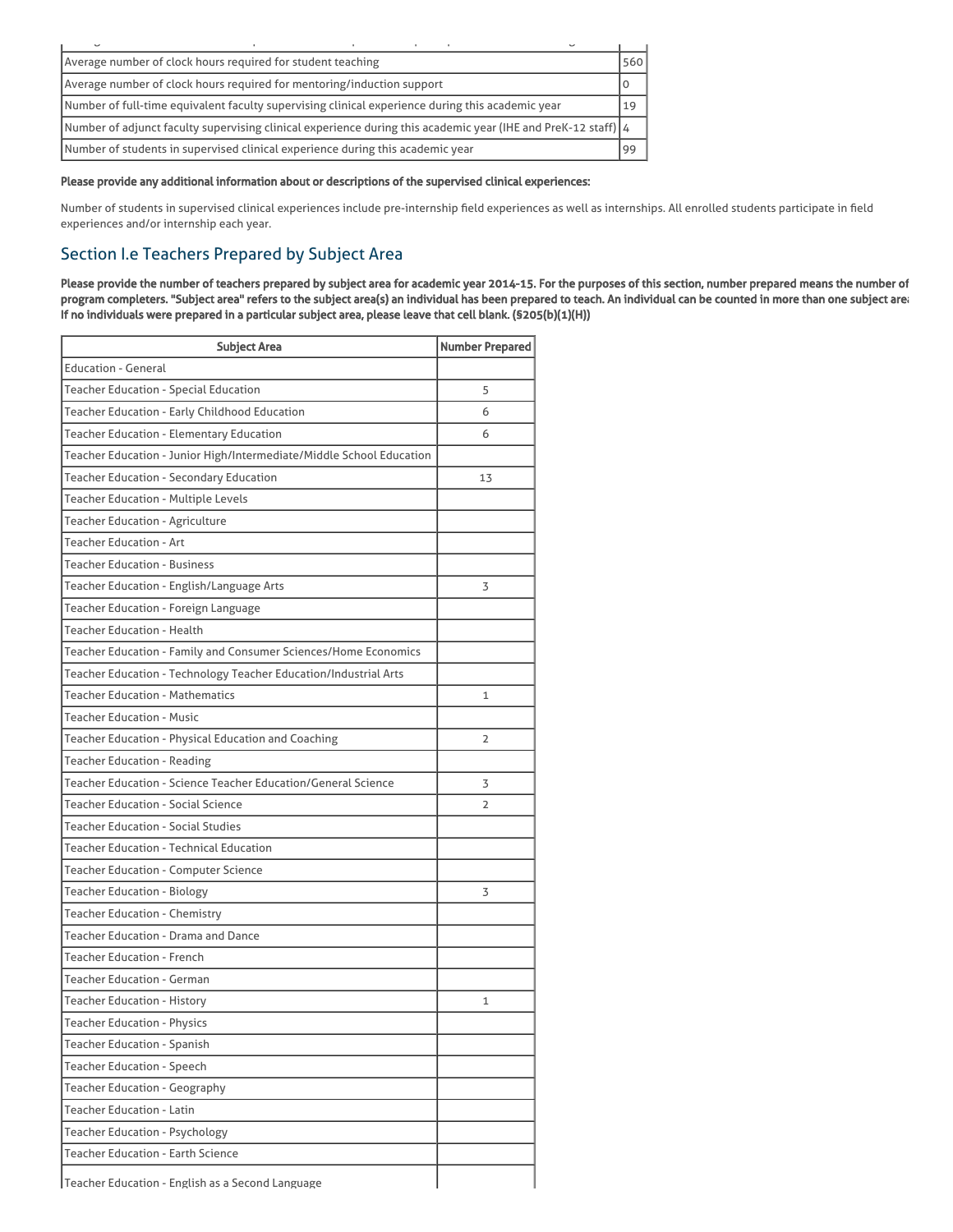| | |
|---|---|
| Average number of clock hours required for student teaching | 560 |
| Average number of clock hours required for mentoring/induction support | 0 |
| Number of full-time equivalent faculty supervising clinical experience during this academic year | 19 |
| Number of adjunct faculty supervising clinical experience during this academic year (IHE and PreK-12 staff) | 4 |
| Number of students in supervised clinical experience during this academic year | 99 |

**Please provide any additional information about or descriptions of the supervised clinical experiences:**

Number of students in supervised clinical experiences include pre-internship field experiences as well as internships. All enrolled students participate in field experiences and/or internship each year.

## Section I.e Teachers Prepared by Subject Area

**Please provide the number of teachers prepared by subject area for academic year 2014-15. For the purposes of this section, number prepared means the number of program completers. "Subject area" refers to the subject area(s) an individual has been prepared to teach. An individual can be counted in more than one subject area. If no individuals were prepared in a particular subject area, please leave that cell blank. (§205(b)(1)(H))**

| Subject Area | Number Prepared |
|---|---|
| Education - General | |
| Teacher Education - Special Education | 5 |
| Teacher Education - Early Childhood Education | 6 |
| Teacher Education - Elementary Education | 6 |
| Teacher Education - Junior High/Intermediate/Middle School Education | |
| Teacher Education - Secondary Education | 13 |
| Teacher Education - Multiple Levels | |
| Teacher Education - Agriculture | |
| Teacher Education - Art | |
| Teacher Education - Business | |
| Teacher Education - English/Language Arts | 3 |
| Teacher Education - Foreign Language | |
| Teacher Education - Health | |
| Teacher Education - Family and Consumer Sciences/Home Economics | |
| Teacher Education - Technology Teacher Education/Industrial Arts | |
| Teacher Education - Mathematics | 1 |
| Teacher Education - Music | |
| Teacher Education - Physical Education and Coaching | 2 |
| Teacher Education - Reading | |
| Teacher Education - Science Teacher Education/General Science | 3 |
| Teacher Education - Social Science | 2 |
| Teacher Education - Social Studies | |
| Teacher Education - Technical Education | |
| Teacher Education - Computer Science | |
| Teacher Education - Biology | 3 |
| Teacher Education - Chemistry | |
| Teacher Education - Drama and Dance | |
| Teacher Education - French | |
| Teacher Education - German | |
| Teacher Education - History | 1 |
| Teacher Education - Physics | |
| Teacher Education - Spanish | |
| Teacher Education - Speech | |
| Teacher Education - Geography | |
| Teacher Education - Latin | |
| Teacher Education - Psychology | |
| Teacher Education - Earth Science | |
| Teacher Education - English as a Second Language | |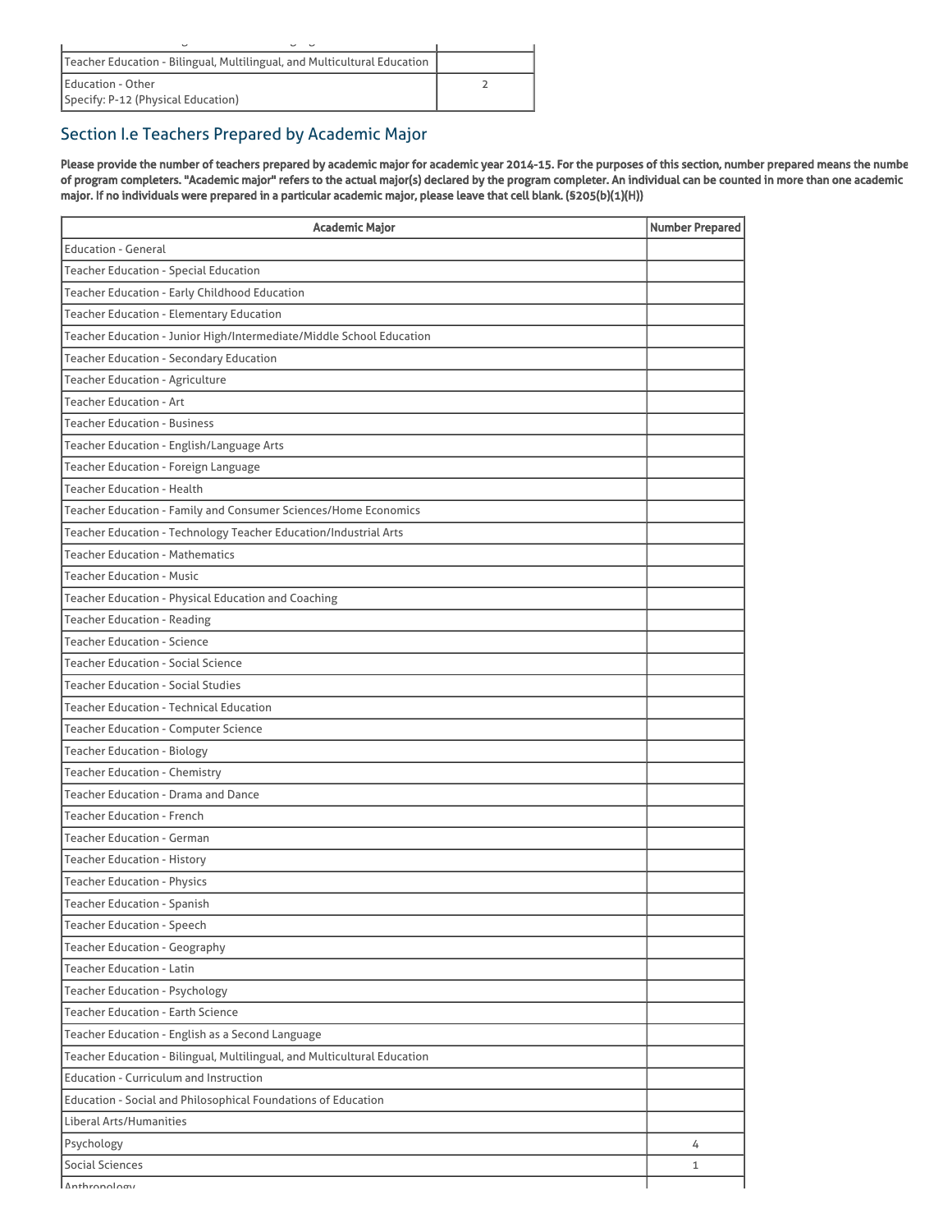| | |
|---|---|
| Teacher Education - Bilingual, Multilingual, and Multicultural Education | |
| Education - Other<br>Specify: P-12 (Physical Education) | 2 |

## Section I.e Teachers Prepared by Academic Major

**Please provide the number of teachers prepared by academic major for academic year 2014-15. For the purposes of this section, number prepared means the numbe of program completers. "Academic major" refers to the actual major(s) declared by the program completer. An individual can be counted in more than one academic major. If no individuals were prepared in a particular academic major, please leave that cell blank. (§205(b)(1)(H))**

| Academic Major | Number Prepared |
|---|---|
| Education - General | |
| Teacher Education - Special Education | |
| Teacher Education - Early Childhood Education | |
| Teacher Education - Elementary Education | |
| Teacher Education - Junior High/Intermediate/Middle School Education | |
| Teacher Education - Secondary Education | |
| Teacher Education - Agriculture | |
| Teacher Education - Art | |
| Teacher Education - Business | |
| Teacher Education - English/Language Arts | |
| Teacher Education - Foreign Language | |
| Teacher Education - Health | |
| Teacher Education - Family and Consumer Sciences/Home Economics | |
| Teacher Education - Technology Teacher Education/Industrial Arts | |
| Teacher Education - Mathematics | |
| Teacher Education - Music | |
| Teacher Education - Physical Education and Coaching | |
| Teacher Education - Reading | |
| Teacher Education - Science | |
| Teacher Education - Social Science | |
| Teacher Education - Social Studies | |
| Teacher Education - Technical Education | |
| Teacher Education - Computer Science | |
| Teacher Education - Biology | |
| Teacher Education - Chemistry | |
| Teacher Education - Drama and Dance | |
| Teacher Education - French | |
| Teacher Education - German | |
| Teacher Education - History | |
| Teacher Education - Physics | |
| Teacher Education - Spanish | |
| Teacher Education - Speech | |
| Teacher Education - Geography | |
| Teacher Education - Latin | |
| Teacher Education - Psychology | |
| Teacher Education - Earth Science | |
| Teacher Education - English as a Second Language | |
| Teacher Education - Bilingual, Multilingual, and Multicultural Education | |
| Education - Curriculum and Instruction | |
| Education - Social and Philosophical Foundations of Education | |
| Liberal Arts/Humanities | |
| Psychology | 4 |
| Social Sciences | 1 |
| Anthropology | |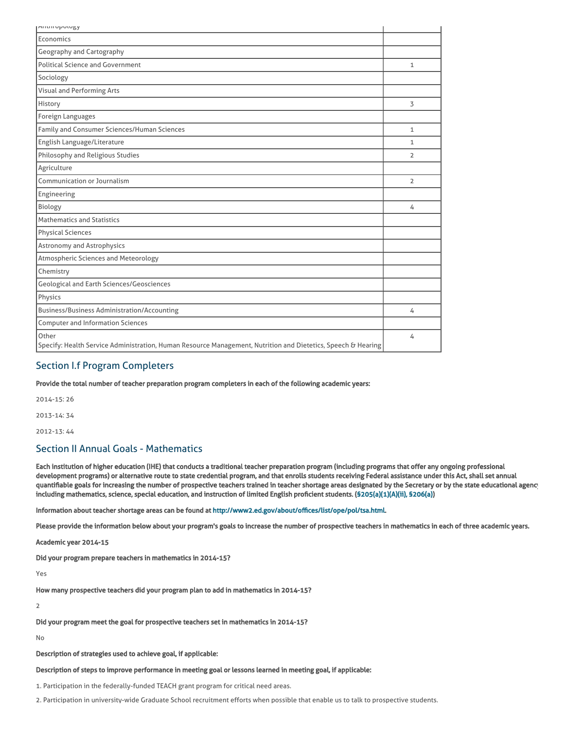| | |
|---|---|
| Anthropology | |
| Economics | |
| Geography and Cartography | |
| Political Science and Government | 1 |
| Sociology | |
| Visual and Performing Arts | |
| History | 3 |
| Foreign Languages | |
| Family and Consumer Sciences/Human Sciences | 1 |
| English Language/Literature | 1 |
| Philosophy and Religious Studies | 2 |
| Agriculture | |
| Communication or Journalism | 2 |
| Engineering | |
| Biology | 4 |
| Mathematics and Statistics | |
| Physical Sciences | |
| Astronomy and Astrophysics | |
| Atmospheric Sciences and Meteorology | |
| Chemistry | |
| Geological and Earth Sciences/Geosciences | |
| Physics | |
| Business/Business Administration/Accounting | 4 |
| Computer and Information Sciences | |
| Other<br>Specify: Health Service Administration, Human Resource Management, Nutrition and Dietetics, Speech & Hearing | 4 |

## Section I.f Program Completers

**Provide the total number of teacher preparation program completers in each of the following academic years:**

2014-15: 26

2013-14: 34

2012-13: 44

## Section II Annual Goals - Mathematics

**Each institution of higher education (IHE) that conducts a traditional teacher preparation program (including programs that offer any ongoing professional development programs) or alternative route to state credential program, and that enrolls students receiving Federal assistance under this Act, shall set annual quantifiable goals for increasing the number of prospective teachers trained in teacher shortage areas designated by the Secretary or by the state educational agency, including mathematics, science, special education, and instruction of limited English proficient students. (§205(a)(1)(A)(ii), §206(a))**

**Information about teacher shortage areas can be found at http://www2.ed.gov/about/offices/list/ope/pol/tsa.html.**

**Please provide the information below about your program's goals to increase the number of prospective teachers in mathematics in each of three academic years.**

**Academic year 2014-15**

**Did your program prepare teachers in mathematics in 2014-15?**

Yes

**How many prospective teachers did your program plan to add in mathematics in 2014-15?**

2

**Did your program meet the goal for prospective teachers set in mathematics in 2014-15?**

No

**Description of strategies used to achieve goal, if applicable:**

**Description of steps to improve performance in meeting goal or lessons learned in meeting goal, if applicable:**

1. Participation in the federally-funded TEACH grant program for critical need areas.
2. Participation in university-wide Graduate School recruitment efforts when possible that enable us to talk to prospective students.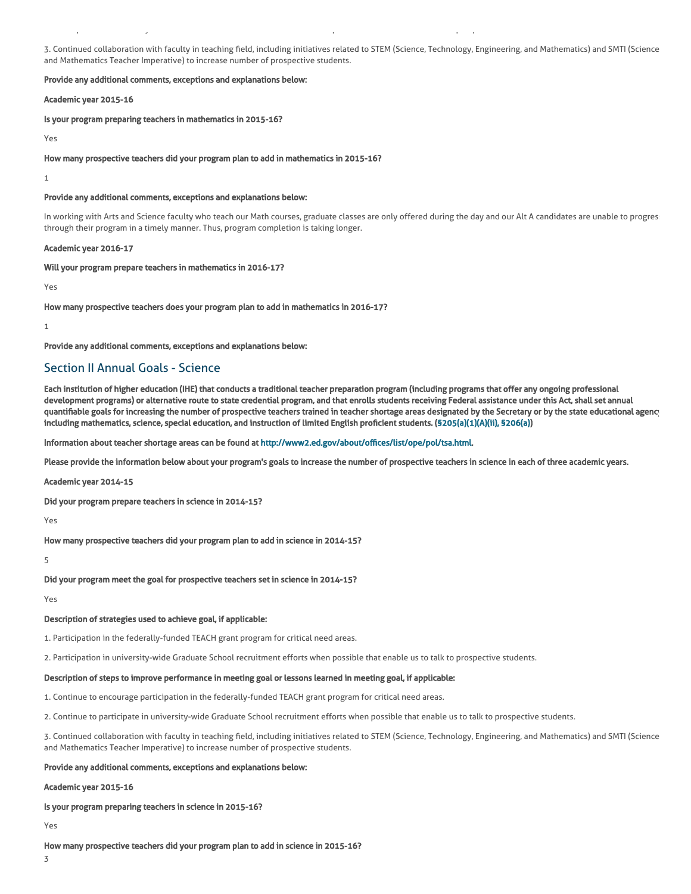3. Continued collaboration with faculty in teaching field, including initiatives related to STEM (Science, Technology, Engineering, and Mathematics) and SMTI (Science and Mathematics Teacher Imperative) to increase number of prospective students.

**Provide any additional comments, exceptions and explanations below:**

**Academic year 2015-16**

**Is your program preparing teachers in mathematics in 2015-16?**

Yes

**How many prospective teachers did your program plan to add in mathematics in 2015-16?**

1

**Provide any additional comments, exceptions and explanations below:**

In working with Arts and Science faculty who teach our Math courses, graduate classes are only offered during the day and our Alt A candidates are unable to progress through their program in a timely manner. Thus, program completion is taking longer.

**Academic year 2016-17**

**Will your program prepare teachers in mathematics in 2016-17?**

Yes

**How many prospective teachers does your program plan to add in mathematics in 2016-17?**

1

**Provide any additional comments, exceptions and explanations below:**

## Section II Annual Goals - Science

**Each institution of higher education (IHE) that conducts a traditional teacher preparation program (including programs that offer any ongoing professional development programs) or alternative route to state credential program, and that enrolls students receiving Federal assistance under this Act, shall set annual quantifiable goals for increasing the number of prospective teachers trained in teacher shortage areas designated by the Secretary or by the state educational agency, including mathematics, science, special education, and instruction of limited English proficient students. (§205(a)(1)(A)(ii), §206(a))**

**Information about teacher shortage areas can be found at http://www2.ed.gov/about/offices/list/ope/pol/tsa.html.**

**Please provide the information below about your program's goals to increase the number of prospective teachers in science in each of three academic years.**

**Academic year 2014-15**

**Did your program prepare teachers in science in 2014-15?**

Yes

**How many prospective teachers did your program plan to add in science in 2014-15?**

5

**Did your program meet the goal for prospective teachers set in science in 2014-15?**

Yes

**Description of strategies used to achieve goal, if applicable:**

1. Participation in the federally-funded TEACH grant program for critical need areas.

2. Participation in university-wide Graduate School recruitment efforts when possible that enable us to talk to prospective students.

**Description of steps to improve performance in meeting goal or lessons learned in meeting goal, if applicable:**

1. Continue to encourage participation in the federally-funded TEACH grant program for critical need areas.

2. Continue to participate in university-wide Graduate School recruitment efforts when possible that enable us to talk to prospective students.

3. Continued collaboration with faculty in teaching field, including initiatives related to STEM (Science, Technology, Engineering, and Mathematics) and SMTI (Science and Mathematics Teacher Imperative) to increase number of prospective students.

**Provide any additional comments, exceptions and explanations below:**

**Academic year 2015-16**

**Is your program preparing teachers in science in 2015-16?**

Yes

**How many prospective teachers did your program plan to add in science in 2015-16?**

3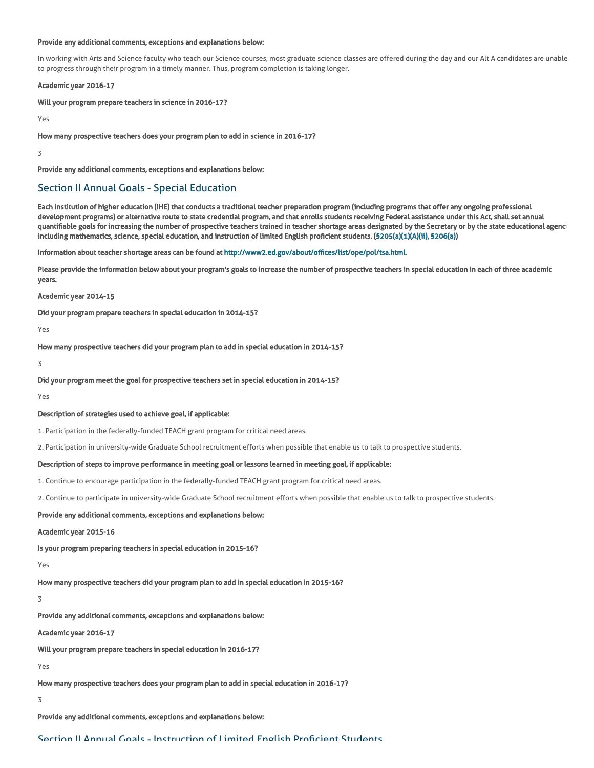**Provide any additional comments, exceptions and explanations below:**

In working with Arts and Science faculty who teach our Science courses, most graduate science classes are offered during the day and our Alt A candidates are unable to progress through their program in a timely manner. Thus, program completion is taking longer.

**Academic year 2016-17**

**Will your program prepare teachers in science in 2016-17?**

Yes

**How many prospective teachers does your program plan to add in science in 2016-17?**

3

**Provide any additional comments, exceptions and explanations below:**

## Section II Annual Goals - Special Education

**Each institution of higher education (IHE) that conducts a traditional teacher preparation program (including programs that offer any ongoing professional development programs) or alternative route to state credential program, and that enrolls students receiving Federal assistance under this Act, shall set annual quantifiable goals for increasing the number of prospective teachers trained in teacher shortage areas designated by the Secretary or by the state educational agency including mathematics, science, special education, and instruction of limited English proficient students. (§205(a)(1)(A)(ii), §206(a))**

**Information about teacher shortage areas can be found at http://www2.ed.gov/about/offices/list/ope/pol/tsa.html.**

**Please provide the information below about your program's goals to increase the number of prospective teachers in special education in each of three academic years.**

**Academic year 2014-15**

**Did your program prepare teachers in special education in 2014-15?**

Yes

**How many prospective teachers did your program plan to add in special education in 2014-15?**

3

**Did your program meet the goal for prospective teachers set in special education in 2014-15?**

Yes

**Description of strategies used to achieve goal, if applicable:**

1. Participation in the federally-funded TEACH grant program for critical need areas.

2. Participation in university-wide Graduate School recruitment efforts when possible that enable us to talk to prospective students.

**Description of steps to improve performance in meeting goal or lessons learned in meeting goal, if applicable:**

1. Continue to encourage participation in the federally-funded TEACH grant program for critical need areas.

2. Continue to participate in university-wide Graduate School recruitment efforts when possible that enable us to talk to prospective students.

**Provide any additional comments, exceptions and explanations below:**

**Academic year 2015-16**

**Is your program preparing teachers in special education in 2015-16?**

Yes

**How many prospective teachers did your program plan to add in special education in 2015-16?**

3

**Provide any additional comments, exceptions and explanations below:**

**Academic year 2016-17**

**Will your program prepare teachers in special education in 2016-17?**

Yes

**How many prospective teachers does your program plan to add in special education in 2016-17?**

3

**Provide any additional comments, exceptions and explanations below:**

## Section II Annual Goals - Instruction of Limited English Proficient Students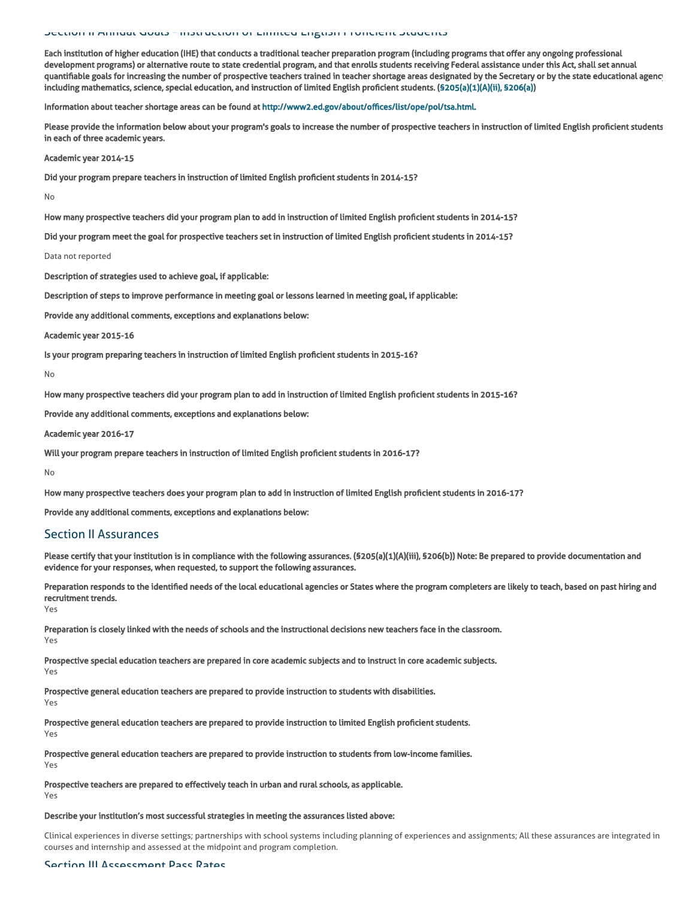## Section II Annual Goals - Instruction of Limited English Proficient Students

**Each institution of higher education (IHE) that conducts a traditional teacher preparation program (including programs that offer any ongoing professional development programs) or alternative route to state credential program, and that enrolls students receiving Federal assistance under this Act, shall set annual quantifiable goals for increasing the number of prospective teachers trained in teacher shortage areas designated by the Secretary or by the state educational agency including mathematics, science, special education, and instruction of limited English proficient students. (§205(a)(1)(A)(ii), §206(a))**

**Information about teacher shortage areas can be found at http://www2.ed.gov/about/offices/list/ope/pol/tsa.html.**

**Please provide the information below about your program's goals to increase the number of prospective teachers in instruction of limited English proficient students in each of three academic years.**

**Academic year 2014-15**

**Did your program prepare teachers in instruction of limited English proficient students in 2014-15?**

No

**How many prospective teachers did your program plan to add in instruction of limited English proficient students in 2014-15?**

**Did your program meet the goal for prospective teachers set in instruction of limited English proficient students in 2014-15?**

Data not reported

**Description of strategies used to achieve goal, if applicable:**

**Description of steps to improve performance in meeting goal or lessons learned in meeting goal, if applicable:**

**Provide any additional comments, exceptions and explanations below:**

**Academic year 2015-16**

**Is your program preparing teachers in instruction of limited English proficient students in 2015-16?**

No

**How many prospective teachers did your program plan to add in instruction of limited English proficient students in 2015-16?**

**Provide any additional comments, exceptions and explanations below:**

**Academic year 2016-17**

**Will your program prepare teachers in instruction of limited English proficient students in 2016-17?**

No

**How many prospective teachers does your program plan to add in instruction of limited English proficient students in 2016-17?**

**Provide any additional comments, exceptions and explanations below:**

## Section II Assurances

**Please certify that your institution is in compliance with the following assurances. (§205(a)(1)(A)(iii), §206(b)) Note: Be prepared to provide documentation and evidence for your responses, when requested, to support the following assurances.**

**Preparation responds to the identified needs of the local educational agencies or States where the program completers are likely to teach, based on past hiring and recruitment trends.**
Yes

**Preparation is closely linked with the needs of schools and the instructional decisions new teachers face in the classroom.**
Yes

**Prospective special education teachers are prepared in core academic subjects and to instruct in core academic subjects.**
Yes

**Prospective general education teachers are prepared to provide instruction to students with disabilities.**
Yes

**Prospective general education teachers are prepared to provide instruction to limited English proficient students.**
Yes

**Prospective general education teachers are prepared to provide instruction to students from low-income families.**
Yes

**Prospective teachers are prepared to effectively teach in urban and rural schools, as applicable.**
Yes

**Describe your institution's most successful strategies in meeting the assurances listed above:**

Clinical experiences in diverse settings; partnerships with school systems including planning of experiences and assignments; All these assurances are integrated in courses and internship and assessed at the midpoint and program completion.

## Section III Assessment Pass Rates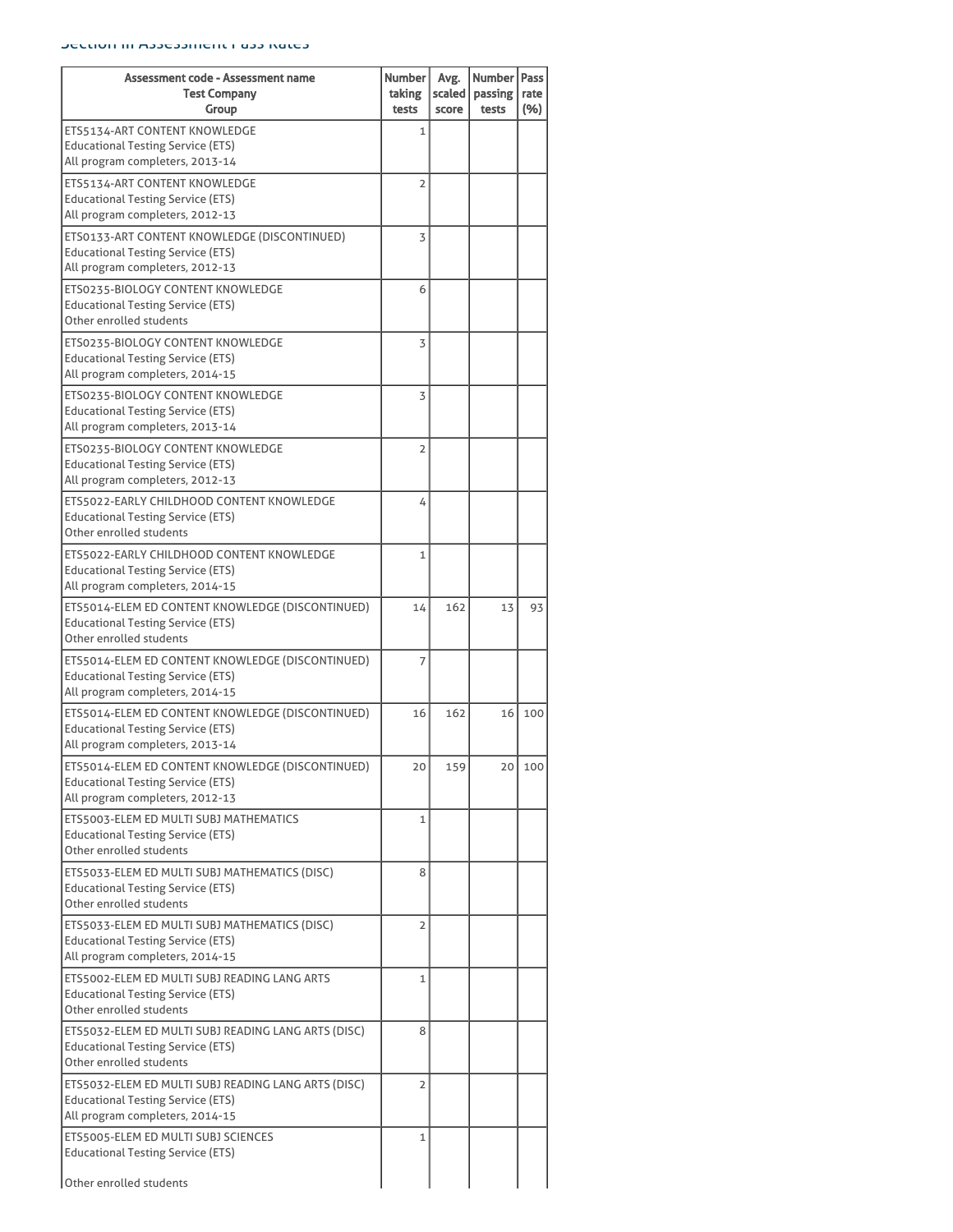## Section III Assessment Pass Rates

| Assessment code - Assessment name<br>Test Company<br>Group | Number taking tests | Avg. scaled score | Number passing tests | Pass rate (%) |
|---|---|---|---|---|
| ETS5134-ART CONTENT KNOWLEDGE<br>Educational Testing Service (ETS)<br>All program completers, 2013-14 | 1 | | | |
| ETS5134-ART CONTENT KNOWLEDGE<br>Educational Testing Service (ETS)<br>All program completers, 2012-13 | 2 | | | |
| ETS0133-ART CONTENT KNOWLEDGE (DISCONTINUED)<br>Educational Testing Service (ETS)<br>All program completers, 2012-13 | 3 | | | |
| ETS0235-BIOLOGY CONTENT KNOWLEDGE<br>Educational Testing Service (ETS)<br>Other enrolled students | 6 | | | |
| ETS0235-BIOLOGY CONTENT KNOWLEDGE<br>Educational Testing Service (ETS)<br>All program completers, 2014-15 | 3 | | | |
| ETS0235-BIOLOGY CONTENT KNOWLEDGE<br>Educational Testing Service (ETS)<br>All program completers, 2013-14 | 3 | | | |
| ETS0235-BIOLOGY CONTENT KNOWLEDGE<br>Educational Testing Service (ETS)<br>All program completers, 2012-13 | 2 | | | |
| ETS5022-EARLY CHILDHOOD CONTENT KNOWLEDGE<br>Educational Testing Service (ETS)<br>Other enrolled students | 4 | | | |
| ETS5022-EARLY CHILDHOOD CONTENT KNOWLEDGE<br>Educational Testing Service (ETS)<br>All program completers, 2014-15 | 1 | | | |
| ETS5014-ELEM ED CONTENT KNOWLEDGE (DISCONTINUED)<br>Educational Testing Service (ETS)<br>Other enrolled students | 14 | 162 | 13 | 93 |
| ETS5014-ELEM ED CONTENT KNOWLEDGE (DISCONTINUED)<br>Educational Testing Service (ETS)<br>All program completers, 2014-15 | 7 | | | |
| ETS5014-ELEM ED CONTENT KNOWLEDGE (DISCONTINUED)<br>Educational Testing Service (ETS)<br>All program completers, 2013-14 | 16 | 162 | 16 | 100 |
| ETS5014-ELEM ED CONTENT KNOWLEDGE (DISCONTINUED)<br>Educational Testing Service (ETS)<br>All program completers, 2012-13 | 20 | 159 | 20 | 100 |
| ETS5003-ELEM ED MULTI SUBJ MATHEMATICS<br>Educational Testing Service (ETS)<br>Other enrolled students | 1 | | | |
| ETS5033-ELEM ED MULTI SUBJ MATHEMATICS (DISC)<br>Educational Testing Service (ETS)<br>Other enrolled students | 8 | | | |
| ETS5033-ELEM ED MULTI SUBJ MATHEMATICS (DISC)<br>Educational Testing Service (ETS)<br>All program completers, 2014-15 | 2 | | | |
| ETS5002-ELEM ED MULTI SUBJ READING LANG ARTS<br>Educational Testing Service (ETS)<br>Other enrolled students | 1 | | | |
| ETS5032-ELEM ED MULTI SUBJ READING LANG ARTS (DISC)<br>Educational Testing Service (ETS)<br>Other enrolled students | 8 | | | |
| ETS5032-ELEM ED MULTI SUBJ READING LANG ARTS (DISC)<br>Educational Testing Service (ETS)<br>All program completers, 2014-15 | 2 | | | |
| ETS5005-ELEM ED MULTI SUBJ SCIENCES<br>Educational Testing Service (ETS)<br>Other enrolled students | 1 | | | |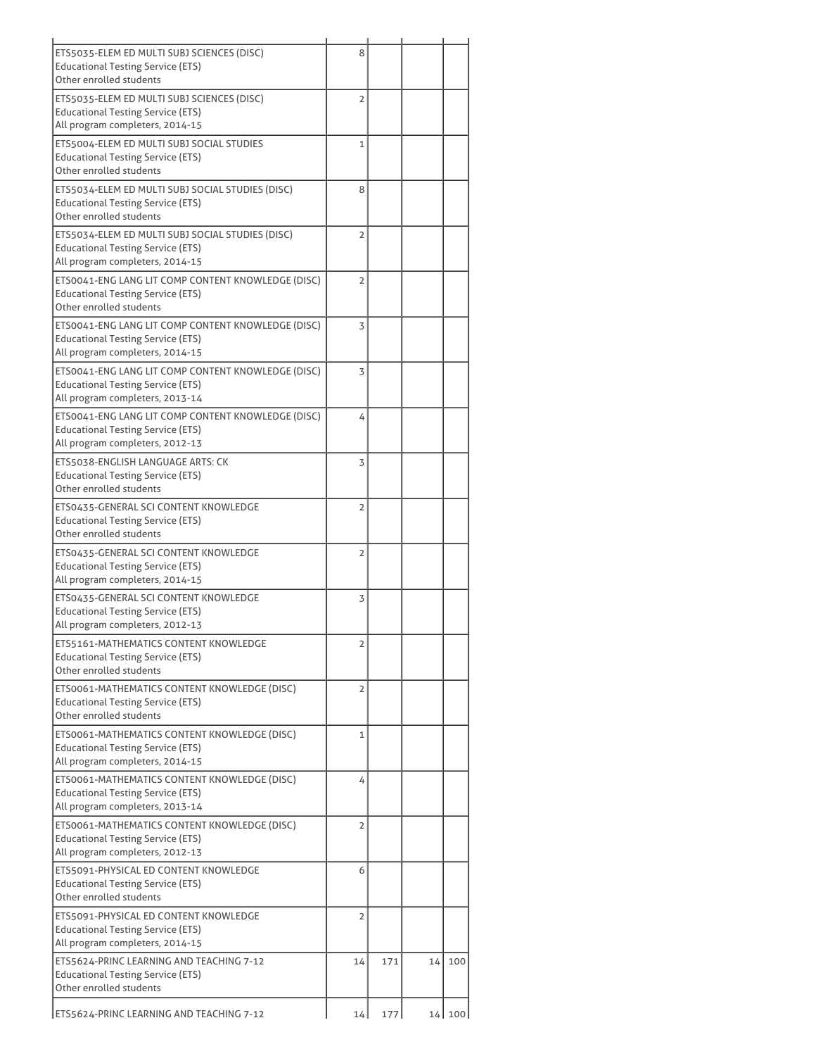| | | | | |
|---|---|---|---|---|
| ETS5035-ELEM ED MULTI SUBJ SCIENCES (DISC)<br>Educational Testing Service (ETS)<br>Other enrolled students | 8 | | | |
| ETS5035-ELEM ED MULTI SUBJ SCIENCES (DISC)<br>Educational Testing Service (ETS)<br>All program completers, 2014-15 | 2 | | | |
| ETS5004-ELEM ED MULTI SUBJ SOCIAL STUDIES<br>Educational Testing Service (ETS)<br>Other enrolled students | 1 | | | |
| ETS5034-ELEM ED MULTI SUBJ SOCIAL STUDIES (DISC)<br>Educational Testing Service (ETS)<br>Other enrolled students | 8 | | | |
| ETS5034-ELEM ED MULTI SUBJ SOCIAL STUDIES (DISC)<br>Educational Testing Service (ETS)<br>All program completers, 2014-15 | 2 | | | |
| ETS0041-ENG LANG LIT COMP CONTENT KNOWLEDGE (DISC)<br>Educational Testing Service (ETS)<br>Other enrolled students | 2 | | | |
| ETS0041-ENG LANG LIT COMP CONTENT KNOWLEDGE (DISC)<br>Educational Testing Service (ETS)<br>All program completers, 2014-15 | 3 | | | |
| ETS0041-ENG LANG LIT COMP CONTENT KNOWLEDGE (DISC)<br>Educational Testing Service (ETS)<br>All program completers, 2013-14 | 3 | | | |
| ETS0041-ENG LANG LIT COMP CONTENT KNOWLEDGE (DISC)<br>Educational Testing Service (ETS)<br>All program completers, 2012-13 | 4 | | | |
| ETS5038-ENGLISH LANGUAGE ARTS: CK<br>Educational Testing Service (ETS)<br>Other enrolled students | 3 | | | |
| ETS0435-GENERAL SCI CONTENT KNOWLEDGE<br>Educational Testing Service (ETS)<br>Other enrolled students | 2 | | | |
| ETS0435-GENERAL SCI CONTENT KNOWLEDGE<br>Educational Testing Service (ETS)<br>All program completers, 2014-15 | 2 | | | |
| ETS0435-GENERAL SCI CONTENT KNOWLEDGE<br>Educational Testing Service (ETS)<br>All program completers, 2012-13 | 3 | | | |
| ETS5161-MATHEMATICS CONTENT KNOWLEDGE<br>Educational Testing Service (ETS)<br>Other enrolled students | 2 | | | |
| ETS0061-MATHEMATICS CONTENT KNOWLEDGE (DISC)<br>Educational Testing Service (ETS)<br>Other enrolled students | 2 | | | |
| ETS0061-MATHEMATICS CONTENT KNOWLEDGE (DISC)<br>Educational Testing Service (ETS)<br>All program completers, 2014-15 | 1 | | | |
| ETS0061-MATHEMATICS CONTENT KNOWLEDGE (DISC)<br>Educational Testing Service (ETS)<br>All program completers, 2013-14 | 4 | | | |
| ETS0061-MATHEMATICS CONTENT KNOWLEDGE (DISC)<br>Educational Testing Service (ETS)<br>All program completers, 2012-13 | 2 | | | |
| ETS5091-PHYSICAL ED CONTENT KNOWLEDGE<br>Educational Testing Service (ETS)<br>Other enrolled students | 6 | | | |
| ETS5091-PHYSICAL ED CONTENT KNOWLEDGE<br>Educational Testing Service (ETS)<br>All program completers, 2014-15 | 2 | | | |
| ETS5624-PRINC LEARNING AND TEACHING 7-12<br>Educational Testing Service (ETS)<br>Other enrolled students | 14 | 171 | 14 | 100 |
| ETS5624-PRINC LEARNING AND TEACHING 7-12 | 14 | 177 | 14 | 100 |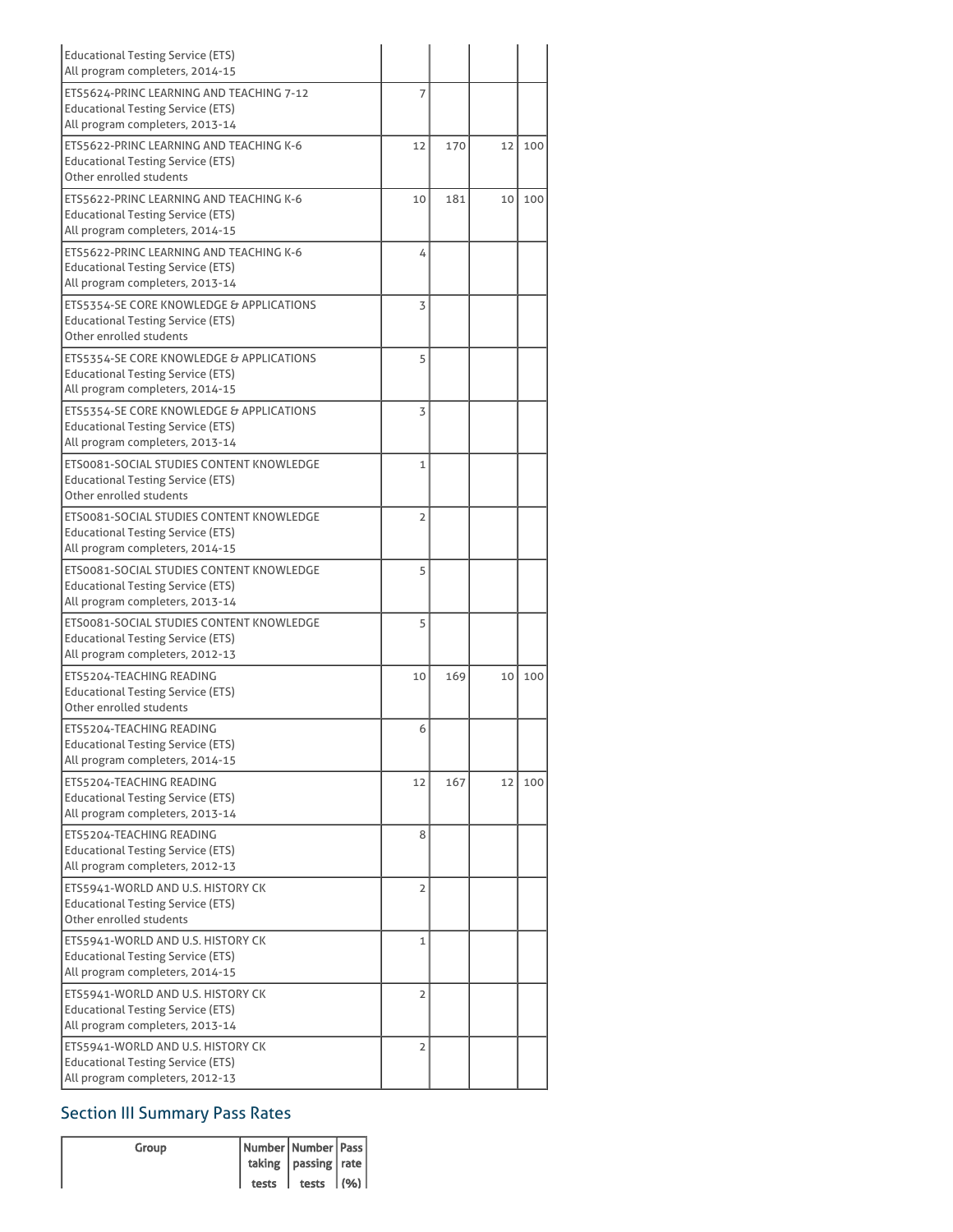| | | | | |
|---|---|---|---|---|
| Educational Testing Service (ETS)<br>All program completers, 2014-15 | | | | |
| ETS5624-PRINC LEARNING AND TEACHING 7-12<br>Educational Testing Service (ETS)<br>All program completers, 2013-14 | 7 | | | |
| ETS5622-PRINC LEARNING AND TEACHING K-6<br>Educational Testing Service (ETS)<br>Other enrolled students | 12 | 170 | 12 | 100 |
| ETS5622-PRINC LEARNING AND TEACHING K-6<br>Educational Testing Service (ETS)<br>All program completers, 2014-15 | 10 | 181 | 10 | 100 |
| ETS5622-PRINC LEARNING AND TEACHING K-6<br>Educational Testing Service (ETS)<br>All program completers, 2013-14 | 4 | | | |
| ETS5354-SE CORE KNOWLEDGE & APPLICATIONS<br>Educational Testing Service (ETS)<br>Other enrolled students | 3 | | | |
| ETS5354-SE CORE KNOWLEDGE & APPLICATIONS<br>Educational Testing Service (ETS)<br>All program completers, 2014-15 | 5 | | | |
| ETS5354-SE CORE KNOWLEDGE & APPLICATIONS<br>Educational Testing Service (ETS)<br>All program completers, 2013-14 | 3 | | | |
| ETS0081-SOCIAL STUDIES CONTENT KNOWLEDGE<br>Educational Testing Service (ETS)<br>Other enrolled students | 1 | | | |
| ETS0081-SOCIAL STUDIES CONTENT KNOWLEDGE<br>Educational Testing Service (ETS)<br>All program completers, 2014-15 | 2 | | | |
| ETS0081-SOCIAL STUDIES CONTENT KNOWLEDGE<br>Educational Testing Service (ETS)<br>All program completers, 2013-14 | 5 | | | |
| ETS0081-SOCIAL STUDIES CONTENT KNOWLEDGE<br>Educational Testing Service (ETS)<br>All program completers, 2012-13 | 5 | | | |
| ETS5204-TEACHING READING<br>Educational Testing Service (ETS)<br>Other enrolled students | 10 | 169 | 10 | 100 |
| ETS5204-TEACHING READING<br>Educational Testing Service (ETS)<br>All program completers, 2014-15 | 6 | | | |
| ETS5204-TEACHING READING<br>Educational Testing Service (ETS)<br>All program completers, 2013-14 | 12 | 167 | 12 | 100 |
| ETS5204-TEACHING READING<br>Educational Testing Service (ETS)<br>All program completers, 2012-13 | 8 | | | |
| ETS5941-WORLD AND U.S. HISTORY CK<br>Educational Testing Service (ETS)<br>Other enrolled students | 2 | | | |
| ETS5941-WORLD AND U.S. HISTORY CK<br>Educational Testing Service (ETS)<br>All program completers, 2014-15 | 1 | | | |
| ETS5941-WORLD AND U.S. HISTORY CK<br>Educational Testing Service (ETS)<br>All program completers, 2013-14 | 2 | | | |
| ETS5941-WORLD AND U.S. HISTORY CK<br>Educational Testing Service (ETS)<br>All program completers, 2012-13 | 2 | | | |

## Section III Summary Pass Rates

| Group | Number taking tests | Number passing tests | Pass rate (%) |
|---|---|---|---|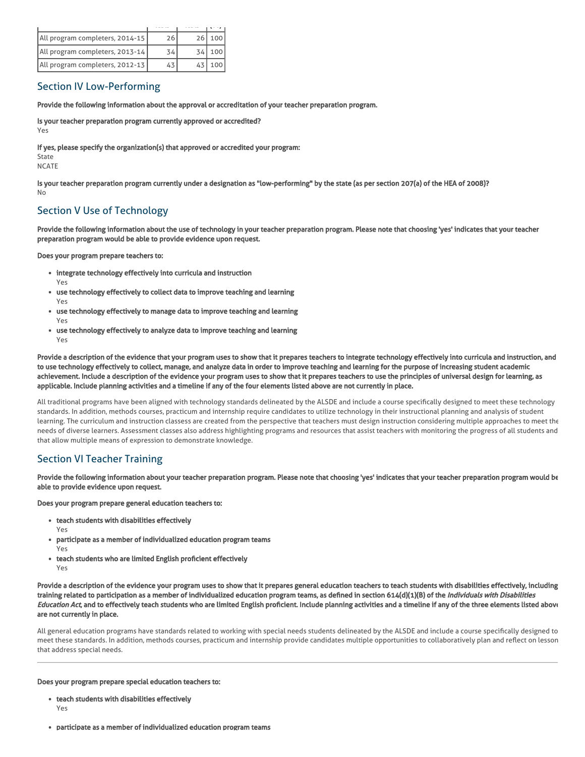| | | | |
|---|---|---|---|
| All program completers, 2014-15 | 26 | 26 | 100 |
| All program completers, 2013-14 | 34 | 34 | 100 |
| All program completers, 2012-13 | 43 | 43 | 100 |

## Section IV Low-Performing

**Provide the following information about the approval or accreditation of your teacher preparation program.**

**Is your teacher preparation program currently approved or accredited?**
Yes

**If yes, please specify the organization(s) that approved or accredited your program:**
State
NCATE

**Is your teacher preparation program currently under a designation as "low-performing" by the state (as per section 207(a) of the HEA of 2008)?**
No

## Section V Use of Technology

**Provide the following information about the use of technology in your teacher preparation program. Please note that choosing 'yes' indicates that your teacher preparation program would be able to provide evidence upon request.**

**Does your program prepare teachers to:**

- **integrate technology effectively into curricula and instruction**
  Yes
- **use technology effectively to collect data to improve teaching and learning**
  Yes
- **use technology effectively to manage data to improve teaching and learning**
  Yes
- **use technology effectively to analyze data to improve teaching and learning**
  Yes

**Provide a description of the evidence that your program uses to show that it prepares teachers to integrate technology effectively into curricula and instruction, and to use technology effectively to collect, manage, and analyze data in order to improve teaching and learning for the purpose of increasing student academic achievement. Include a description of the evidence your program uses to show that it prepares teachers to use the principles of universal design for learning, as applicable. Include planning activities and a timeline if any of the four elements listed above are not currently in place.**

All traditional programs have been aligned with technology standards delineated by the ALSDE and include a course specifically designed to meet these technology standards. In addition, methods courses, practicum and internship require candidates to utilize technology in their instructional planning and analysis of student learning. The curriculum and instruction classess are created from the perspective that teachers must design instruction considering multiple approaches to meet the needs of diverse learners. Assessment classes also address highlighting programs and resources that assist teachers with monitoring the progress of all students and that allow multiple means of expression to demonstrate knowledge.

## Section VI Teacher Training

**Provide the following information about your teacher preparation program. Please note that choosing 'yes' indicates that your teacher preparation program would be able to provide evidence upon request.**

**Does your program prepare general education teachers to:**

- **teach students with disabilities effectively**
  Yes
- **participate as a member of individualized education program teams**
  Yes
- **teach students who are limited English proficient effectively**
  Yes

**Provide a description of the evidence your program uses to show that it prepares general education teachers to teach students with disabilities effectively, including training related to participation as a member of individualized education program teams, as defined in section 614(d)(1)(B) of the *Individuals with Disabilities Education Act*, and to effectively teach students who are limited English proficient. Include planning activities and a timeline if any of the three elements listed above are not currently in place.**

All general education programs have standards related to working with special needs students delineated by the ALSDE and include a course specifically designed to meet these standards. In addition, methods courses, practicum and internship provide candidates multiple opportunities to collaboratively plan and reflect on lesson that address special needs.

---

**Does your program prepare special education teachers to:**

- **teach students with disabilities effectively**
  Yes
- **participate as a member of individualized education program teams**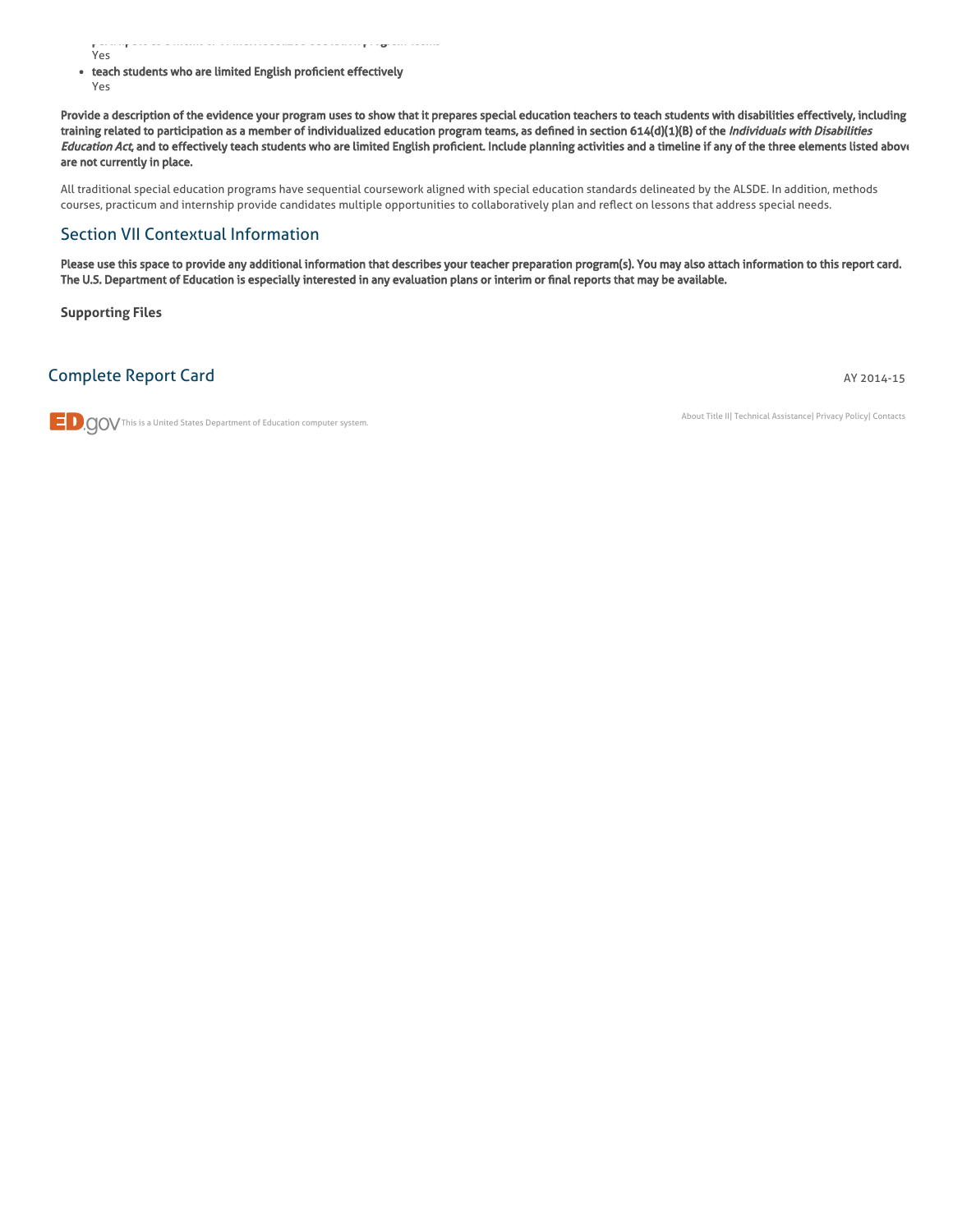- participate as a member of individualized education program teams
  Yes
- teach students who are limited English proficient effectively
  Yes

**Provide a description of the evidence your program uses to show that it prepares special education teachers to teach students with disabilities effectively, including training related to participation as a member of individualized education program teams, as defined in section 614(d)(1)(B) of the *Individuals with Disabilities Education Act*, and to effectively teach students who are limited English proficient. Include planning activities and a timeline if any of the three elements listed above are not currently in place.**

All traditional special education programs have sequential coursework aligned with special education standards delineated by the ALSDE. In addition, methods courses, practicum and internship provide candidates multiple opportunities to collaboratively plan and reflect on lessons that address special needs.

## Section VII Contextual Information

**Please use this space to provide any additional information that describes your teacher preparation program(s). You may also attach information to this report card. The U.S. Department of Education is especially interested in any evaluation plans or interim or final reports that may be available.**

**Supporting Files**

## Complete Report Card

AY 2014-15